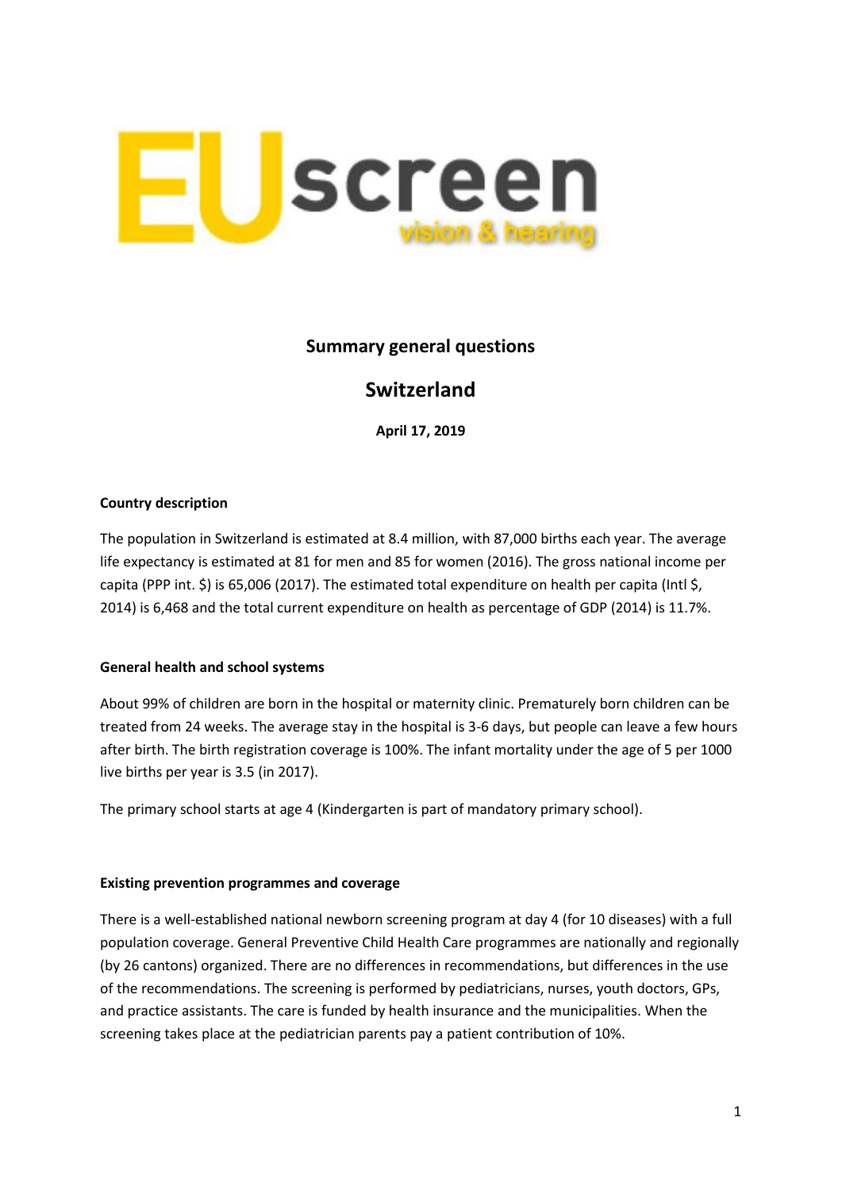# Summary general questions

## Switzerland

**April 17, 2019**

### Country description

The population in Switzerland is estimated at 8.4 million, with 87,000 births each year. The average life expectancy is estimated at 81 for men and 85 for women (2016). The gross national income per capita (PPP int. $) is 65,006 (2017). The estimated total expenditure on health per capita (Intl $, 2014) is 6,468 and the total current expenditure on health as percentage of GDP (2014) is 11.7%.

### General health and school systems

About 99% of children are born in the hospital or maternity clinic. Prematurely born children can be treated from 24 weeks. The average stay in the hospital is 3-6 days, but people can leave a few hours after birth. The birth registration coverage is 100%. The infant mortality under the age of 5 per 1000 live births per year is 3.5 (in 2017).

The primary school starts at age 4 (Kindergarten is part of mandatory primary school).

### Existing prevention programmes and coverage

There is a well-established national newborn screening program at day 4 (for 10 diseases) with a full population coverage. General Preventive Child Health Care programmes are nationally and regionally (by 26 cantons) organized. There are no differences in recommendations, but differences in the use of the recommendations. The screening is performed by pediatricians, nurses, youth doctors, GPs, and practice assistants. The care is funded by health insurance and the municipalities. When the screening takes place at the pediatrician parents pay a patient contribution of 10%.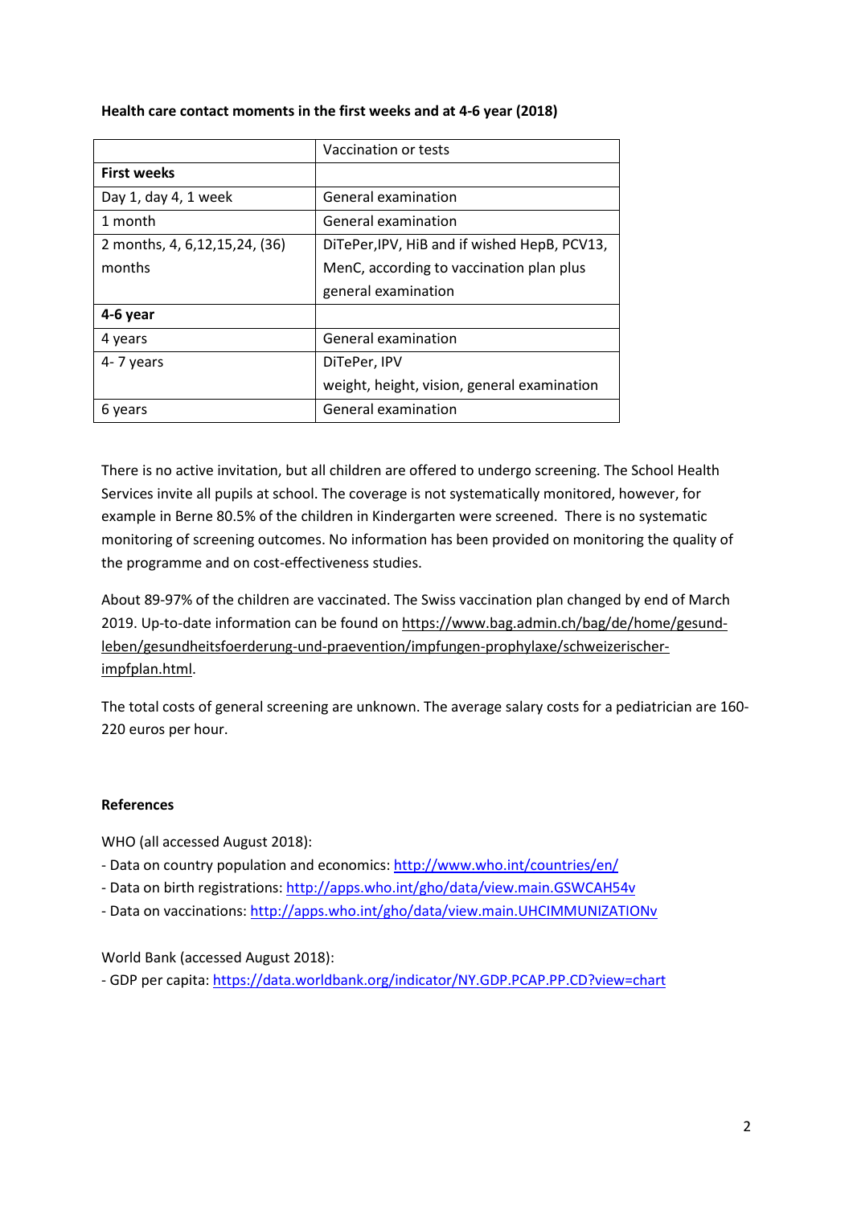**Health care contact moments in the first weeks and at 4-6 year (2018)**

| | Vaccination or tests |
|---|---|
| **First weeks** | |
| Day 1, day 4, 1 week | General examination |
| 1 month | General examination |
| 2 months, 4, 6,12,15,24, (36) months | DiTePer,IPV, HiB and if wished HepB, PCV13, MenC, according to vaccination plan plus general examination |
| **4-6 year** | |
| 4 years | General examination |
| 4- 7 years | DiTePer, IPV<br>weight, height, vision, general examination |
| 6 years | General examination |

There is no active invitation, but all children are offered to undergo screening. The School Health Services invite all pupils at school. The coverage is not systematically monitored, however, for example in Berne 80.5% of the children in Kindergarten were screened. There is no systematic monitoring of screening outcomes. No information has been provided on monitoring the quality of the programme and on cost-effectiveness studies.

About 89-97% of the children are vaccinated. The Swiss vaccination plan changed by end of March 2019. Up-to-date information can be found on https://www.bag.admin.ch/bag/de/home/gesund-leben/gesundheitsfoerderung-und-praevention/impfungen-prophylaxe/schweizerischer-impfplan.html.

The total costs of general screening are unknown. The average salary costs for a pediatrician are 160-220 euros per hour.

**References**

WHO (all accessed August 2018):
- Data on country population and economics: http://www.who.int/countries/en/
- Data on birth registrations: http://apps.who.int/gho/data/view.main.GSWCAH54v
- Data on vaccinations: http://apps.who.int/gho/data/view.main.UHCIMMUNIZATIONv

World Bank (accessed August 2018):
- GDP per capita: https://data.worldbank.org/indicator/NY.GDP.PCAP.PP.CD?view=chart